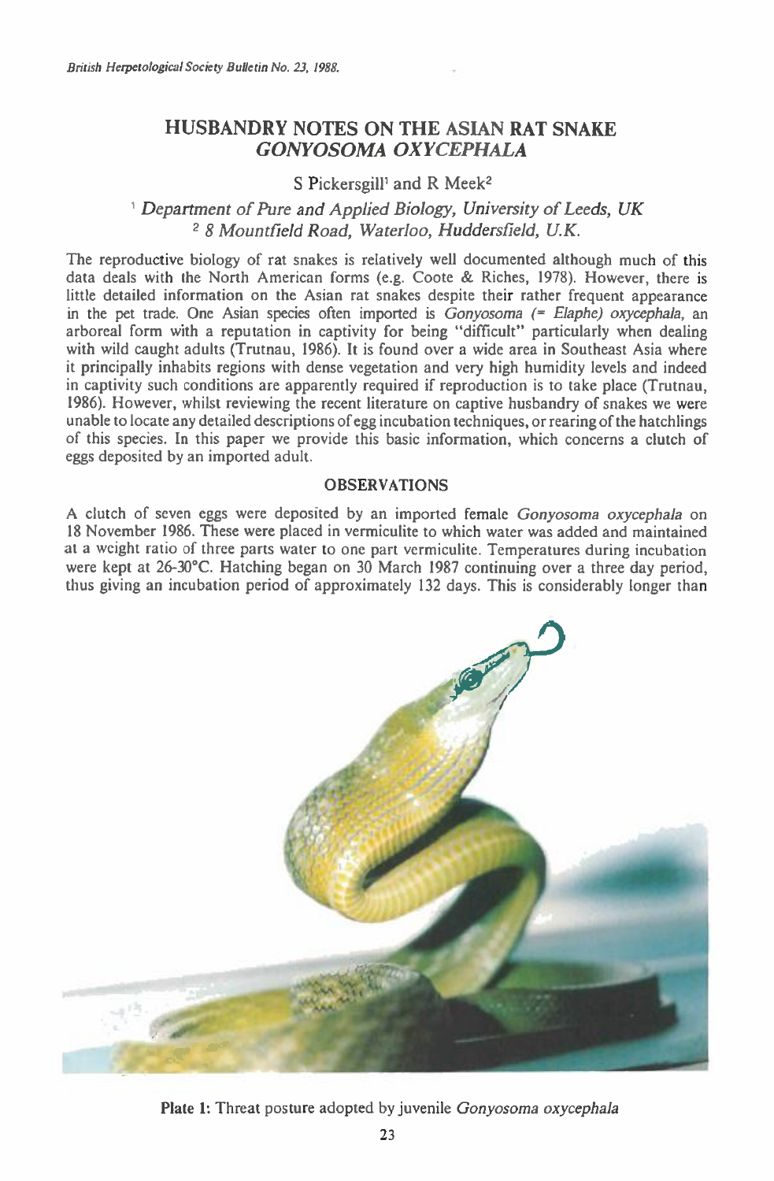# HUSBANDRY NOTES ON THE ASIAN RAT SNAKE *GONYOSOMA OXYCEPHALA*

S Pickersgill[1] and R Meek[2]

[1] *Department of Pure and Applied Biology, University of Leeds, UK*
[2] *8 Mountfield Road, Waterloo, Huddersfield, U.K.*

The reproductive biology of rat snakes is relatively well documented although much of this data deals with the North American forms (e.g. Coote & Riches, 1978). However, there is little detailed information on the Asian rat snakes despite their rather frequent appearance in the pet trade. One Asian species often imported is *Gonyosoma (= Elaphe) oxycephala*, an arboreal form with a reputation in captivity for being "difficult" particularly when dealing with wild caught adults (Trutnau, 1986). It is found over a wide area in Southeast Asia where it principally inhabits regions with dense vegetation and very high humidity levels and indeed in captivity such conditions are apparently required if reproduction is to take place (Trutnau, 1986). However, whilst reviewing the recent literature on captive husbandry of snakes we were unable to locate any detailed descriptions of egg incubation techniques, or rearing of the hatchlings of this species. In this paper we provide this basic information, which concerns a clutch of eggs deposited by an imported adult.

## OBSERVATIONS

A clutch of seven eggs were deposited by an imported female *Gonyosoma oxycephala* on 18 November 1986. These were placed in vermiculite to which water was added and maintained at a weight ratio of three parts water to one part vermiculite. Temperatures during incubation were kept at 26-30°C. Hatching began on 30 March 1987 continuing over a three day period, thus giving an incubation period of approximately 132 days. This is considerably longer than

**Plate 1:** Threat posture adopted by juvenile *Gonyosoma oxycephala*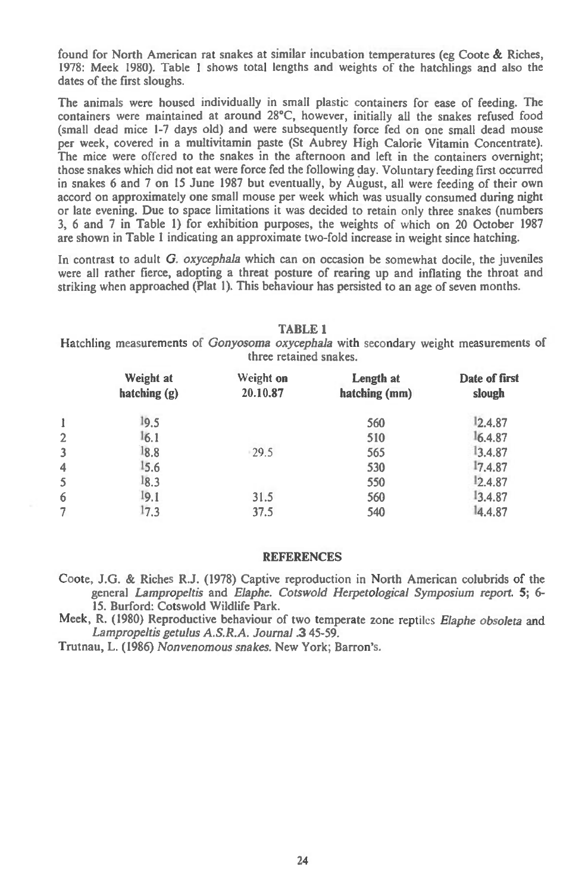found for North American rat snakes at similar incubation temperatures (eg Coote & Riches, 1978: Meek 1980). Table 1 shows total lengths and weights of the hatchlings and also the dates of the first sloughs.

The animals were housed individually in small plastic containers for ease of feeding. The containers were maintained at around 28°C, however, initially all the snakes refused food (small dead mice 1-7 days old) and were subsequently force fed on one small dead mouse per week, covered in a multivitamin paste (St Aubrey High Calorie Vitamin Concentrate). The mice were offered to the snakes in the afternoon and left in the containers overnight; those snakes which did not eat were force fed the following day. Voluntary feeding first occurred in snakes 6 and 7 on 15 June 1987 but eventually, by August, all were feeding of their own accord on approximately one small mouse per week which was usually consumed during night or late evening. Due to space limitations it was decided to retain only three snakes (numbers 3, 6 and 7 in Table 1) for exhibition purposes, the weights of which on 20 October 1987 are shown in Table 1 indicating an approximate two-fold increase in weight since hatching.

In contrast to adult *G. oxycephala* which can on occasion be somewhat docile, the juveniles were all rather fierce, adopting a threat posture of rearing up and inflating the throat and striking when approached (Plat 1). This behaviour has persisted to an age of seven months.

**TABLE 1**

Hatchling measurements of *Gonyosoma oxycephala* with secondary weight measurements of three retained snakes.

| | Weight at hatching (g) | Weight on 20.10.87 | Length at hatching (mm) | Date of first slough |
|---|---|---|---|---|
| 1 | 19.5 | | 560 | 12.4.87 |
| 2 | 16.1 | | 510 | 16.4.87 |
| 3 | 18.8 | 29.5 | 565 | 13.4.87 |
| 4 | 15.6 | | 530 | 17.4.87 |
| 5 | 18.3 | | 550 | 12.4.87 |
| 6 | 19.1 | 31.5 | 560 | 13.4.87 |
| 7 | 17.3 | 37.5 | 540 | 14.4.87 |

## REFERENCES

Coote, J.G. & Riches R.J. (1978) Captive reproduction in North American colubrids of the general *Lampropeltis* and *Elaphe*. *Cotswold Herpetological Symposium report.* **5**; 6-15. Burford: Cotswold Wildlife Park.

Meek, R. (1980) Reproductive behaviour of two temperate zone reptiles *Elaphe obsoleta* and *Lampropeltis getulus A.S.R.A. Journal* **.3** 45-59.

Trutnau, L. (1986) *Nonvenomous snakes*. New York; Barron's.